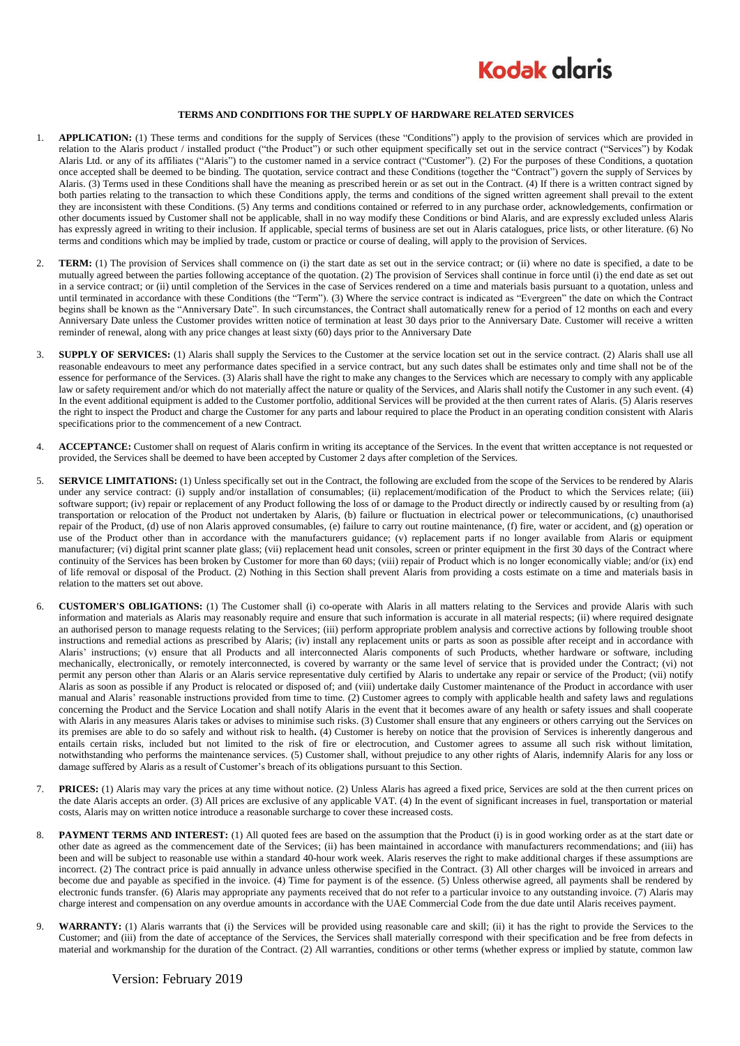# Kodak alaris

## TERMS AND CONDITIONS FOR THE SUPPLY OF HARDWARE RELATED SERVICES

1. **APPLICATION:** (1) These terms and conditions for the supply of Services (these "Conditions") apply to the provision of services which are provided in relation to the Alaris product / installed product ("the Product") or such other equipment specifically set out in the service contract ("Services") by Kodak Alaris Ltd. or any of its affiliates ("Alaris") to the customer named in a service contract ("Customer"). (2) For the purposes of these Conditions, a quotation once accepted shall be deemed to be binding. The quotation, service contract and these Conditions (together the "Contract") govern the supply of Services by Alaris. (3) Terms used in these Conditions shall have the meaning as prescribed herein or as set out in the Contract. (4) If there is a written contract signed by both parties relating to the transaction to which these Conditions apply, the terms and conditions of the signed written agreement shall prevail to the extent they are inconsistent with these Conditions. (5) Any terms and conditions contained or referred to in any purchase order, acknowledgements, confirmation or other documents issued by Customer shall not be applicable, shall in no way modify these Conditions or bind Alaris, and are expressly excluded unless Alaris has expressly agreed in writing to their inclusion. If applicable, special terms of business are set out in Alaris catalogues, price lists, or other literature. (6) No terms and conditions which may be implied by trade, custom or practice or course of dealing, will apply to the provision of Services.

2. **TERM:** (1) The provision of Services shall commence on (i) the start date as set out in the service contract; or (ii) where no date is specified, a date to be mutually agreed between the parties following acceptance of the quotation. (2) The provision of Services shall continue in force until (i) the end date as set out in a service contract; or (ii) until completion of the Services in the case of Services rendered on a time and materials basis pursuant to a quotation, unless and until terminated in accordance with these Conditions (the "Term"). (3) Where the service contract is indicated as "Evergreen" the date on which the Contract begins shall be known as the "Anniversary Date". In such circumstances, the Contract shall automatically renew for a period of 12 months on each and every Anniversary Date unless the Customer provides written notice of termination at least 30 days prior to the Anniversary Date. Customer will receive a written reminder of renewal, along with any price changes at least sixty (60) days prior to the Anniversary Date

3. **SUPPLY OF SERVICES:** (1) Alaris shall supply the Services to the Customer at the service location set out in the service contract. (2) Alaris shall use all reasonable endeavours to meet any performance dates specified in a service contract, but any such dates shall be estimates only and time shall not be of the essence for performance of the Services. (3) Alaris shall have the right to make any changes to the Services which are necessary to comply with any applicable law or safety requirement and/or which do not materially affect the nature or quality of the Services, and Alaris shall notify the Customer in any such event. (4) In the event additional equipment is added to the Customer portfolio, additional Services will be provided at the then current rates of Alaris. (5) Alaris reserves the right to inspect the Product and charge the Customer for any parts and labour required to place the Product in an operating condition consistent with Alaris specifications prior to the commencement of a new Contract.

4. **ACCEPTANCE:** Customer shall on request of Alaris confirm in writing its acceptance of the Services. In the event that written acceptance is not requested or provided, the Services shall be deemed to have been accepted by Customer 2 days after completion of the Services.

5. **SERVICE LIMITATIONS:** (1) Unless specifically set out in the Contract, the following are excluded from the scope of the Services to be rendered by Alaris under any service contract: (i) supply and/or installation of consumables; (ii) replacement/modification of the Product to which the Services relate; (iii) software support; (iv) repair or replacement of any Product following the loss of or damage to the Product directly or indirectly caused by or resulting from (a) transportation or relocation of the Product not undertaken by Alaris, (b) failure or fluctuation in electrical power or telecommunications, (c) unauthorised repair of the Product, (d) use of non Alaris approved consumables, (e) failure to carry out routine maintenance, (f) fire, water or accident, and (g) operation or use of the Product other than in accordance with the manufacturers guidance; (v) replacement parts if no longer available from Alaris or equipment manufacturer; (vi) digital print scanner plate glass; (vii) replacement head unit consoles, screen or printer equipment in the first 30 days of the Contract where continuity of the Services has been broken by Customer for more than 60 days; (viii) repair of Product which is no longer economically viable; and/or (ix) end of life removal or disposal of the Product. (2) Nothing in this Section shall prevent Alaris from providing a costs estimate on a time and materials basis in relation to the matters set out above.

6. **CUSTOMER'S OBLIGATIONS:** (1) The Customer shall (i) co-operate with Alaris in all matters relating to the Services and provide Alaris with such information and materials as Alaris may reasonably require and ensure that such information is accurate in all material respects; (ii) where required designate an authorised person to manage requests relating to the Services; (iii) perform appropriate problem analysis and corrective actions by following trouble shoot instructions and remedial actions as prescribed by Alaris; (iv) install any replacement units or parts as soon as possible after receipt and in accordance with Alaris' instructions; (v) ensure that all Products and all interconnected Alaris components of such Products, whether hardware or software, including mechanically, electronically, or remotely interconnected, is covered by warranty or the same level of service that is provided under the Contract; (vi) not permit any person other than Alaris or an Alaris service representative duly certified by Alaris to undertake any repair or service of the Product; (vii) notify Alaris as soon as possible if any Product is relocated or disposed of; and (viii) undertake daily Customer maintenance of the Product in accordance with user manual and Alaris' reasonable instructions provided from time to time. (2) Customer agrees to comply with applicable health and safety laws and regulations concerning the Product and the Service Location and shall notify Alaris in the event that it becomes aware of any health or safety issues and shall cooperate with Alaris in any measures Alaris takes or advises to minimise such risks. (3) Customer shall ensure that any engineers or others carrying out the Services on its premises are able to do so safely and without risk to health**.** (4) Customer is hereby on notice that the provision of Services is inherently dangerous and entails certain risks, included but not limited to the risk of fire or electrocution, and Customer agrees to assume all such risk without limitation, notwithstanding who performs the maintenance services. (5) Customer shall, without prejudice to any other rights of Alaris, indemnify Alaris for any loss or damage suffered by Alaris as a result of Customer's breach of its obligations pursuant to this Section.

7. **PRICES:** (1) Alaris may vary the prices at any time without notice. (2) Unless Alaris has agreed a fixed price, Services are sold at the then current prices on the date Alaris accepts an order. (3) All prices are exclusive of any applicable VAT. (4) In the event of significant increases in fuel, transportation or material costs, Alaris may on written notice introduce a reasonable surcharge to cover these increased costs.

8. **PAYMENT TERMS AND INTEREST:** (1) All quoted fees are based on the assumption that the Product (i) is in good working order as at the start date or other date as agreed as the commencement date of the Services; (ii) has been maintained in accordance with manufacturers recommendations; and (iii) has been and will be subject to reasonable use within a standard 40-hour work week. Alaris reserves the right to make additional charges if these assumptions are incorrect. (2) The contract price is paid annually in advance unless otherwise specified in the Contract. (3) All other charges will be invoiced in arrears and become due and payable as specified in the invoice. (4) Time for payment is of the essence. (5) Unless otherwise agreed, all payments shall be rendered by electronic funds transfer. (6) Alaris may appropriate any payments received that do not refer to a particular invoice to any outstanding invoice. (7) Alaris may charge interest and compensation on any overdue amounts in accordance with the UAE Commercial Code from the due date until Alaris receives payment.

9. **WARRANTY:** (1) Alaris warrants that (i) the Services will be provided using reasonable care and skill; (ii) it has the right to provide the Services to the Customer; and (iii) from the date of acceptance of the Services, the Services shall materially correspond with their specification and be free from defects in material and workmanship for the duration of the Contract. (2) All warranties, conditions or other terms (whether express or implied by statute, common law

Version: February 2019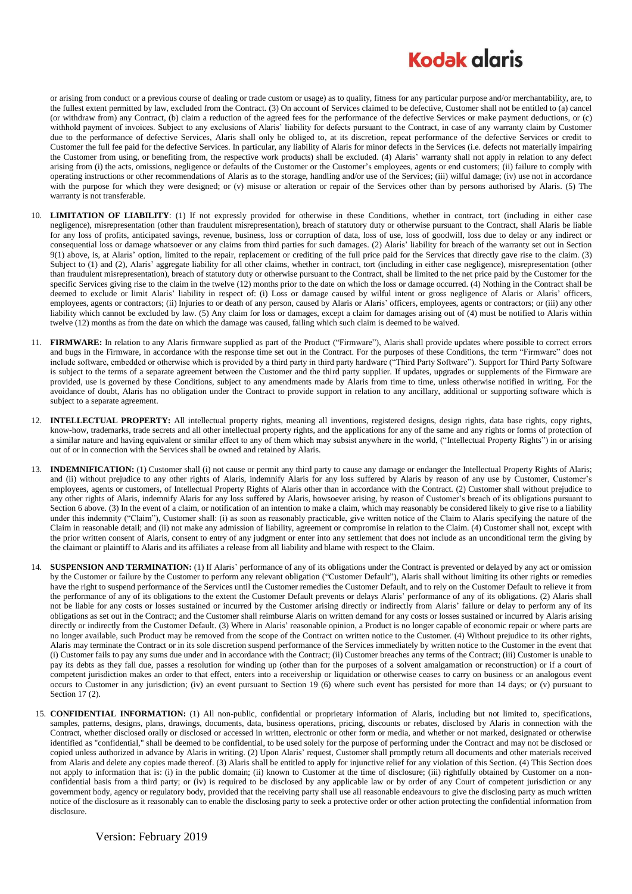or arising from conduct or a previous course of dealing or trade custom or usage) as to quality, fitness for any particular purpose and/or merchantability, are, to the fullest extent permitted by law, excluded from the Contract. (3) On account of Services claimed to be defective, Customer shall not be entitled to (a) cancel (or withdraw from) any Contract, (b) claim a reduction of the agreed fees for the performance of the defective Services or make payment deductions, or (c) withhold payment of invoices. Subject to any exclusions of Alaris' liability for defects pursuant to the Contract, in case of any warranty claim by Customer due to the performance of defective Services, Alaris shall only be obliged to, at its discretion, repeat performance of the defective Services or credit to Customer the full fee paid for the defective Services. In particular, any liability of Alaris for minor defects in the Services (i.e. defects not materially impairing the Customer from using, or benefiting from, the respective work products) shall be excluded. (4) Alaris' warranty shall not apply in relation to any defect arising from (i) the acts, omissions, negligence or defaults of the Customer or the Customer's employees, agents or end customers; (ii) failure to comply with operating instructions or other recommendations of Alaris as to the storage, handling and/or use of the Services; (iii) wilful damage; (iv) use not in accordance with the purpose for which they were designed; or (v) misuse or alteration or repair of the Services other than by persons authorised by Alaris. (5) The warranty is not transferable.

10. **LIMITATION OF LIABILITY**: (1) If not expressly provided for otherwise in these Conditions, whether in contract, tort (including in either case negligence), misrepresentation (other than fraudulent misrepresentation), breach of statutory duty or otherwise pursuant to the Contract, shall Alaris be liable for any loss of profits, anticipated savings, revenue, business, loss or corruption of data, loss of use, loss of goodwill, loss due to delay or any indirect or consequential loss or damage whatsoever or any claims from third parties for such damages. (2) Alaris' liability for breach of the warranty set out in Section 9(1) above, is, at Alaris' option, limited to the repair, replacement or crediting of the full price paid for the Services that directly gave rise to the claim. (3) Subject to (1) and (2), Alaris' aggregate liability for all other claims, whether in contract, tort (including in either case negligence), misrepresentation (other than fraudulent misrepresentation), breach of statutory duty or otherwise pursuant to the Contract, shall be limited to the net price paid by the Customer for the specific Services giving rise to the claim in the twelve (12) months prior to the date on which the loss or damage occurred. (4) Nothing in the Contract shall be deemed to exclude or limit Alaris' liability in respect of: (i) Loss or damage caused by wilful intent or gross negligence of Alaris or Alaris' officers, employees, agents or contractors; (ii) Injuries to or death of any person, caused by Alaris or Alaris' officers, employees, agents or contractors; or (iii) any other liability which cannot be excluded by law. (5) Any claim for loss or damages, except a claim for damages arising out of (4) must be notified to Alaris within twelve (12) months as from the date on which the damage was caused, failing which such claim is deemed to be waived.

11. **FIRMWARE:** In relation to any Alaris firmware supplied as part of the Product ("Firmware"), Alaris shall provide updates where possible to correct errors and bugs in the Firmware, in accordance with the response time set out in the Contract. For the purposes of these Conditions, the term "Firmware" does not include software, embedded or otherwise which is provided by a third party in third party hardware ("Third Party Software"). Support for Third Party Software is subject to the terms of a separate agreement between the Customer and the third party supplier. If updates, upgrades or supplements of the Firmware are provided, use is governed by these Conditions, subject to any amendments made by Alaris from time to time, unless otherwise notified in writing. For the avoidance of doubt, Alaris has no obligation under the Contract to provide support in relation to any ancillary, additional or supporting software which is subject to a separate agreement.

12. **INTELLECTUAL PROPERTY:** All intellectual property rights, meaning all inventions, registered designs, design rights, data base rights, copy rights, know-how, trademarks, trade secrets and all other intellectual property rights, and the applications for any of the same and any rights or forms of protection of a similar nature and having equivalent or similar effect to any of them which may subsist anywhere in the world, ("Intellectual Property Rights") in or arising out of or in connection with the Services shall be owned and retained by Alaris.

13. **INDEMNIFICATION:** (1) Customer shall (i) not cause or permit any third party to cause any damage or endanger the Intellectual Property Rights of Alaris; and (ii) without prejudice to any other rights of Alaris, indemnify Alaris for any loss suffered by Alaris by reason of any use by Customer, Customer's employees, agents or customers, of Intellectual Property Rights of Alaris other than in accordance with the Contract. (2) Customer shall without prejudice to any other rights of Alaris, indemnify Alaris for any loss suffered by Alaris, howsoever arising, by reason of Customer's breach of its obligations pursuant to Section 6 above. (3) In the event of a claim, or notification of an intention to make a claim, which may reasonably be considered likely to give rise to a liability under this indemnity ("Claim"), Customer shall: (i) as soon as reasonably practicable, give written notice of the Claim to Alaris specifying the nature of the Claim in reasonable detail; and (ii) not make any admission of liability, agreement or compromise in relation to the Claim. (4) Customer shall not, except with the prior written consent of Alaris, consent to entry of any judgment or enter into any settlement that does not include as an unconditional term the giving by the claimant or plaintiff to Alaris and its affiliates a release from all liability and blame with respect to the Claim.

14. **SUSPENSION AND TERMINATION:** (1) If Alaris' performance of any of its obligations under the Contract is prevented or delayed by any act or omission by the Customer or failure by the Customer to perform any relevant obligation ("Customer Default"), Alaris shall without limiting its other rights or remedies have the right to suspend performance of the Services until the Customer remedies the Customer Default, and to rely on the Customer Default to relieve it from the performance of any of its obligations to the extent the Customer Default prevents or delays Alaris' performance of any of its obligations. (2) Alaris shall not be liable for any costs or losses sustained or incurred by the Customer arising directly or indirectly from Alaris' failure or delay to perform any of its obligations as set out in the Contract; and the Customer shall reimburse Alaris on written demand for any costs or losses sustained or incurred by Alaris arising directly or indirectly from the Customer Default. (3) Where in Alaris' reasonable opinion, a Product is no longer capable of economic repair or where parts are no longer available, such Product may be removed from the scope of the Contract on written notice to the Customer. (4) Without prejudice to its other rights, Alaris may terminate the Contract or in its sole discretion suspend performance of the Services immediately by written notice to the Customer in the event that (i) Customer fails to pay any sums due under and in accordance with the Contract; (ii) Customer breaches any terms of the Contract; (iii) Customer is unable to pay its debts as they fall due, passes a resolution for winding up (other than for the purposes of a solvent amalgamation or reconstruction) or if a court of competent jurisdiction makes an order to that effect, enters into a receivership or liquidation or otherwise ceases to carry on business or an analogous event occurs to Customer in any jurisdiction; (iv) an event pursuant to Section 19 (6) where such event has persisted for more than 14 days; or (v) pursuant to Section 17 (2).

15. **CONFIDENTIAL INFORMATION:** (1) All non-public, confidential or proprietary information of Alaris, including but not limited to, specifications, samples, patterns, designs, plans, drawings, documents, data, business operations, pricing, discounts or rebates, disclosed by Alaris in connection with the Contract, whether disclosed orally or disclosed or accessed in written, electronic or other form or media, and whether or not marked, designated or otherwise identified as "confidential," shall be deemed to be confidential, to be used solely for the purpose of performing under the Contract and may not be disclosed or copied unless authorized in advance by Alaris in writing. (2) Upon Alaris' request, Customer shall promptly return all documents and other materials received from Alaris and delete any copies made thereof. (3) Alaris shall be entitled to apply for injunctive relief for any violation of this Section. (4) This Section does not apply to information that is: (i) in the public domain; (ii) known to Customer at the time of disclosure; (iii) rightfully obtained by Customer on a non-confidential basis from a third party; or (iv) is required to be disclosed by any applicable law or by order of any Court of competent jurisdiction or any government body, agency or regulatory body, provided that the receiving party shall use all reasonable endeavours to give the disclosing party as much written notice of the disclosure as it reasonably can to enable the disclosing party to seek a protective order or other action protecting the confidential information from disclosure.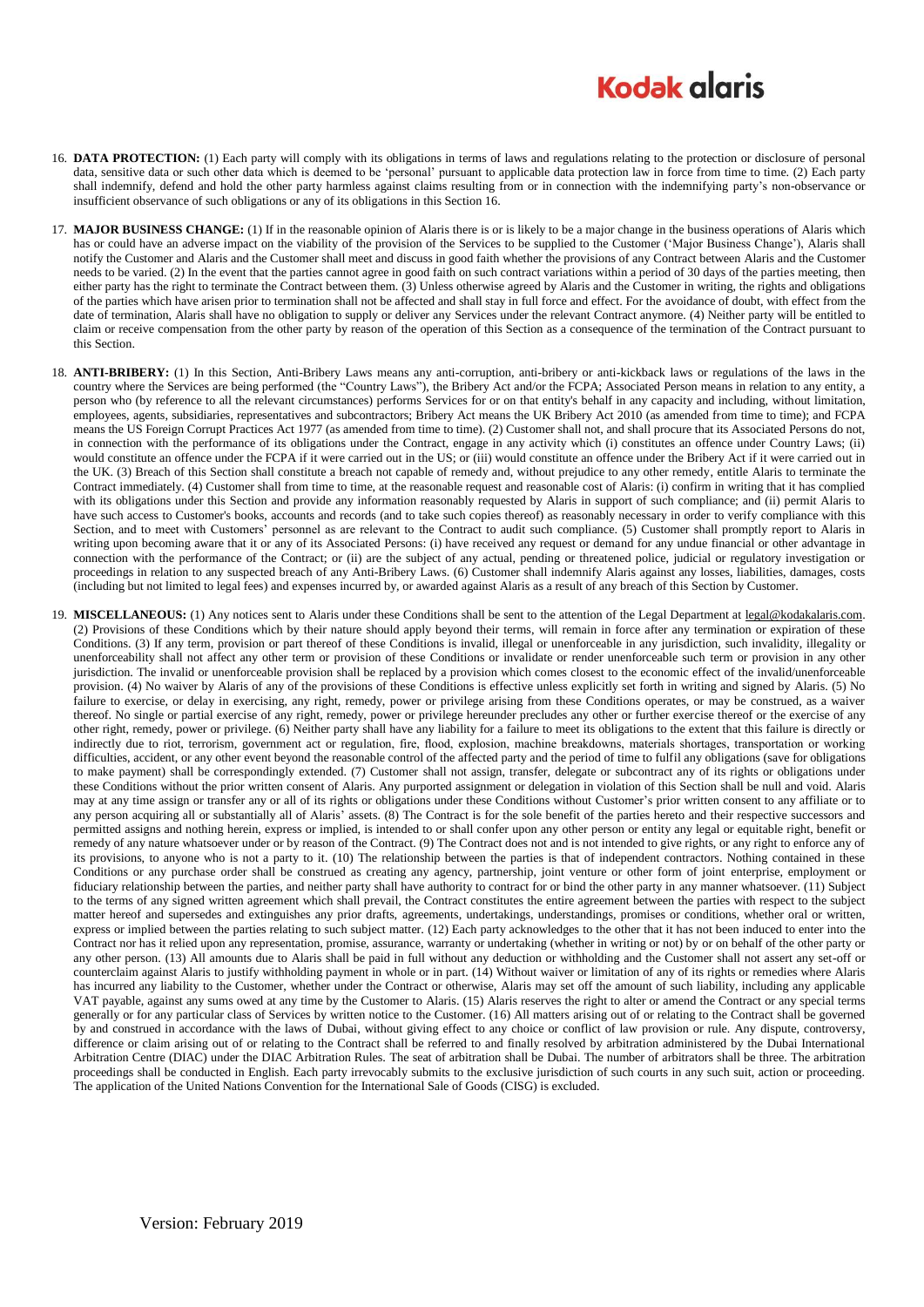16. **DATA PROTECTION:** (1) Each party will comply with its obligations in terms of laws and regulations relating to the protection or disclosure of personal data, sensitive data or such other data which is deemed to be 'personal' pursuant to applicable data protection law in force from time to time. (2) Each party shall indemnify, defend and hold the other party harmless against claims resulting from or in connection with the indemnifying party's non-observance or insufficient observance of such obligations or any of its obligations in this Section 16.

17. **MAJOR BUSINESS CHANGE:** (1) If in the reasonable opinion of Alaris there is or is likely to be a major change in the business operations of Alaris which has or could have an adverse impact on the viability of the provision of the Services to be supplied to the Customer ('Major Business Change'), Alaris shall notify the Customer and Alaris and the Customer shall meet and discuss in good faith whether the provisions of any Contract between Alaris and the Customer needs to be varied. (2) In the event that the parties cannot agree in good faith on such contract variations within a period of 30 days of the parties meeting, then either party has the right to terminate the Contract between them. (3) Unless otherwise agreed by Alaris and the Customer in writing, the rights and obligations of the parties which have arisen prior to termination shall not be affected and shall stay in full force and effect. For the avoidance of doubt, with effect from the date of termination, Alaris shall have no obligation to supply or deliver any Services under the relevant Contract anymore. (4) Neither party will be entitled to claim or receive compensation from the other party by reason of the operation of this Section as a consequence of the termination of the Contract pursuant to this Section.

18. **ANTI-BRIBERY:** (1) In this Section, Anti-Bribery Laws means any anti-corruption, anti-bribery or anti-kickback laws or regulations of the laws in the country where the Services are being performed (the "Country Laws"), the Bribery Act and/or the FCPA; Associated Person means in relation to any entity, a person who (by reference to all the relevant circumstances) performs Services for or on that entity's behalf in any capacity and including, without limitation, employees, agents, subsidiaries, representatives and subcontractors; Bribery Act means the UK Bribery Act 2010 (as amended from time to time); and FCPA means the US Foreign Corrupt Practices Act 1977 (as amended from time to time). (2) Customer shall not, and shall procure that its Associated Persons do not, in connection with the performance of its obligations under the Contract, engage in any activity which (i) constitutes an offence under Country Laws; (ii) would constitute an offence under the FCPA if it were carried out in the US; or (iii) would constitute an offence under the Bribery Act if it were carried out in the UK. (3) Breach of this Section shall constitute a breach not capable of remedy and, without prejudice to any other remedy, entitle Alaris to terminate the Contract immediately. (4) Customer shall from time to time, at the reasonable request and reasonable cost of Alaris: (i) confirm in writing that it has complied with its obligations under this Section and provide any information reasonably requested by Alaris in support of such compliance; and (ii) permit Alaris to have such access to Customer's books, accounts and records (and to take such copies thereof) as reasonably necessary in order to verify compliance with this Section, and to meet with Customers' personnel as are relevant to the Contract to audit such compliance. (5) Customer shall promptly report to Alaris in writing upon becoming aware that it or any of its Associated Persons: (i) have received any request or demand for any undue financial or other advantage in connection with the performance of the Contract; or (ii) are the subject of any actual, pending or threatened police, judicial or regulatory investigation or proceedings in relation to any suspected breach of any Anti-Bribery Laws. (6) Customer shall indemnify Alaris against any losses, liabilities, damages, costs (including but not limited to legal fees) and expenses incurred by, or awarded against Alaris as a result of any breach of this Section by Customer.

19. **MISCELLANEOUS:** (1) Any notices sent to Alaris under these Conditions shall be sent to the attention of the Legal Department at legal@kodakalaris.com. (2) Provisions of these Conditions which by their nature should apply beyond their terms, will remain in force after any termination or expiration of these Conditions. (3) If any term, provision or part thereof of these Conditions is invalid, illegal or unenforceable in any jurisdiction, such invalidity, illegality or unenforceability shall not affect any other term or provision of these Conditions or invalidate or render unenforceable such term or provision in any other jurisdiction. The invalid or unenforceable provision shall be replaced by a provision which comes closest to the economic effect of the invalid/unenforceable provision. (4) No waiver by Alaris of any of the provisions of these Conditions is effective unless explicitly set forth in writing and signed by Alaris. (5) No failure to exercise, or delay in exercising, any right, remedy, power or privilege arising from these Conditions operates, or may be construed, as a waiver thereof. No single or partial exercise of any right, remedy, power or privilege hereunder precludes any other or further exercise thereof or the exercise of any other right, remedy, power or privilege. (6) Neither party shall have any liability for a failure to meet its obligations to the extent that this failure is directly or indirectly due to riot, terrorism, government act or regulation, fire, flood, explosion, machine breakdowns, materials shortages, transportation or working difficulties, accident, or any other event beyond the reasonable control of the affected party and the period of time to fulfil any obligations (save for obligations to make payment) shall be correspondingly extended. (7) Customer shall not assign, transfer, delegate or subcontract any of its rights or obligations under these Conditions without the prior written consent of Alaris. Any purported assignment or delegation in violation of this Section shall be null and void. Alaris may at any time assign or transfer any or all of its rights or obligations under these Conditions without Customer's prior written consent to any affiliate or to any person acquiring all or substantially all of Alaris' assets. (8) The Contract is for the sole benefit of the parties hereto and their respective successors and permitted assigns and nothing herein, express or implied, is intended to or shall confer upon any other person or entity any legal or equitable right, benefit or remedy of any nature whatsoever under or by reason of the Contract. (9) The Contract does not and is not intended to give rights, or any right to enforce any of its provisions, to anyone who is not a party to it. (10) The relationship between the parties is that of independent contractors. Nothing contained in these Conditions or any purchase order shall be construed as creating any agency, partnership, joint venture or other form of joint enterprise, employment or fiduciary relationship between the parties, and neither party shall have authority to contract for or bind the other party in any manner whatsoever. (11) Subject to the terms of any signed written agreement which shall prevail, the Contract constitutes the entire agreement between the parties with respect to the subject matter hereof and supersedes and extinguishes any prior drafts, agreements, undertakings, understandings, promises or conditions, whether oral or written, express or implied between the parties relating to such subject matter. (12) Each party acknowledges to the other that it has not been induced to enter into the Contract nor has it relied upon any representation, promise, assurance, warranty or undertaking (whether in writing or not) by or on behalf of the other party or any other person. (13) All amounts due to Alaris shall be paid in full without any deduction or withholding and the Customer shall not assert any set-off or counterclaim against Alaris to justify withholding payment in whole or in part. (14) Without waiver or limitation of any of its rights or remedies where Alaris has incurred any liability to the Customer, whether under the Contract or otherwise, Alaris may set off the amount of such liability, including any applicable VAT payable, against any sums owed at any time by the Customer to Alaris. (15) Alaris reserves the right to alter or amend the Contract or any special terms generally or for any particular class of Services by written notice to the Customer. (16) All matters arising out of or relating to the Contract shall be governed by and construed in accordance with the laws of Dubai, without giving effect to any choice or conflict of law provision or rule. Any dispute, controversy, difference or claim arising out of or relating to the Contract shall be referred to and finally resolved by arbitration administered by the Dubai International Arbitration Centre (DIAC) under the DIAC Arbitration Rules. The seat of arbitration shall be Dubai. The number of arbitrators shall be three. The arbitration proceedings shall be conducted in English. Each party irrevocably submits to the exclusive jurisdiction of such courts in any such suit, action or proceeding. The application of the United Nations Convention for the International Sale of Goods (CISG) is excluded.

Version: February 2019